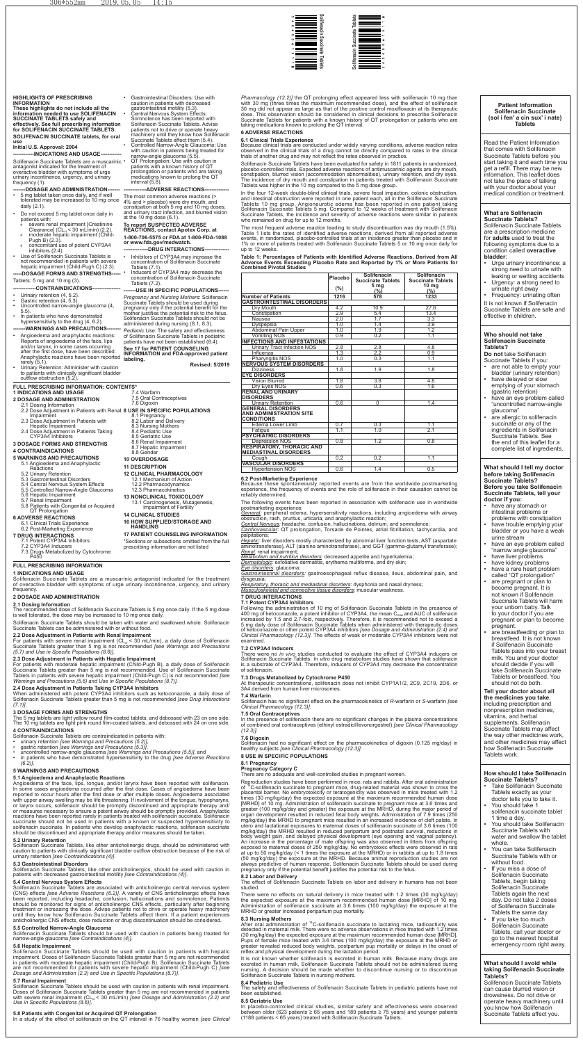# HIGHLIGHTS OF PRESCRIBING INFORMATION

**These highlights do not include all the information needed to use SOLIFENACIN SUCCINATE TABLETS safely and effectively. See full prescribing information for SOLIFENACIN SUCCINATE TABLETS.**

**SOLIFENACIN SUCCINATE tablets, for oral use**

**Initial U.S. Approval: 2004**

**---INDICATIONS AND USAGE---**

Solifenacin Succinate Tablets are a muscarinic antagonist indicated for the treatment of overactive bladder with symptoms of urge urinary incontinence, urgency, and urinary frequency (1).

**---DOSAGE AND ADMINISTRATION---**

- 5 mg tablet taken once daily, and if well tolerated may be increased to 10 mg once daily (2.1).
- Do not exceed 5 mg tablet once daily in patients with:
  - severe renal impairment [Creatinine Clearance] ($CL_{cr}$ < 30 mL/min) (2.2).
  - moderate hepatic impairment (Child-Pugh B) (2.3).
  - concomitant use of potent CYP3A4 inhibitors (2.4).
- Use of Solifenacin Succinate Tablets is not recommended in patients with severe hepatic impairment (Child-Pugh C) (2.3).

**---DOSAGE FORMS AND STRENGTHS---**

Tablets: 5 mg and 10 mg (3).

**---CONTRAINDICATIONS---**

- Urinary retention (4, 5.2).
- Gastric retention (4, 5.3).
- Uncontrolled narrow-angle glaucoma (4, 5.5).
- In patients who have demonstrated hypersensitivity to the drug (4, 6.2).

**---WARNINGS AND PRECAUTIONS---**

- Angioedema and anaphylactic reactions: Reports of angioedema of the face, lips and/or larynx, in some cases occurring after the first dose, have been described. Anaphylactic reactions have been reported rarely (5.1).
- Urinary Retention: Administer with caution to patients with clinically significant bladder outflow obstruction (5.2).
- Gastrointestinal Disorders: Use with caution in patients with decreased gastrointestinal motility (5.3).
- Central Nervous System Effects: Somnolence has been reported with Solifenacin Succinate Tablets. Advise patients not to drive or operate heavy machinery until they know how Solifenacin Succinate Tablets affect them (5.4).
- Controlled Narrow-Angle Glaucoma: Use with caution in patients being treated for narrow-angle glaucoma (5.5).
- QT Prolongation: Use with caution in patients with a known history of QT prolongation or patients who are taking medications known to prolong the QT interval (5.8).

**---ADVERSE REACTIONS---**

The most common adverse reactions (> 4% and > placebo) were dry mouth, and constipation at both 5 mg and 10 mg doses; and urinary tract infection, and blurred vision at the 10 mg dose (6.1).

**To report SUSPECTED ADVERSE REACTIONS, contact Apotex Corp. at 1-800-706-5575 or FDA at 1-800-FDA-1088 or www.fda.gov/medwatch.**

**---DRUG INTERACTIONS---**

- Inhibitors of CYP3A4 may increase the concentration of Solifenacin Succinate Tablets (7.1).
- Inducers of CYP3A4 may decrease the concentration of Solifenacin Succinate Tablets (7.2).

**---USE IN SPECIFIC POPULATIONS---**

*Pregnancy and Nursing Mothers*: Solifenacin Succinate Tablets should be used during pregnancy only if the potential benefit for the mother justifies the potential risk to the fetus. Solifenacin Succinate Tablets should not be administered during nursing (8.1, 8.3).

*Pediatric Use*: The safety and effectiveness of Solifenacin Succinate Tablets in pediatric patients have not been established (8.4).

**See 17 for PATIENT COUNSELING INFORMATION and FDA-approved patient labeling.**

**Revised: 5/2019**

# FULL PRESCRIBING INFORMATION: CONTENTS*

**1 INDICATIONS AND USAGE**

**2 DOSAGE AND ADMINISTRATION**
- 2.1 Dosing Information
- 2.2 Dose Adjustment in Patients with Renal Impairment
- 2.3 Dose Adjustment in Patients with Hepatic Impairment
- 2.4 Dose Adjustment in Patients Taking CYP3A4 Inhibitors

**3 DOSAGE FORMS AND STRENGTHS**

**4 CONTRAINDICATIONS**

**5 WARNINGS AND PRECAUTIONS**
- 5.1 Angioedema and Anaphylactic Reactions
- 5.2 Urinary Retention
- 5.3 Gastrointestinal Disorders
- 5.4 Central Nervous System Effects
- 5.5 Controlled Narrow-Angle Glaucoma
- 5.6 Hepatic Impairment
- 5.7 Renal Impairment
- 5.8 Patients with Congenital or Acquired QT Prolongation

**6 ADVERSE REACTIONS**
- 6.1 Clinical Trials Experience
- 6.2 Post-Marketing Experience

**7 DRUG INTERACTIONS**
- 7.1 Potent CYP3A4 Inhibitors
- 7.2 CYP3A4 Inducers
- 7.3 Drugs Metabolized by Cytochrome P450
- 7.4 Warfarin
- 7.5 Oral Contraceptives
- 7.6 Digoxin

**8 USE IN SPECIFIC POPULATIONS**
- 8.1 Pregnancy
- 8.2 Labor and Delivery
- 8.3 Nursing Mothers
- 8.4 Pediatric Use
- 8.5 Geriatric Use
- 8.6 Renal Impairment
- 8.7 Hepatic Impairment
- 8.8 Gender

**10 OVERDOSAGE**

**11 DESCRIPTION**

**12 CLINICAL PHARMACOLOGY**
- 12.1 Mechanism of Action
- 12.2 Pharmacodynamics
- 12.3 Pharmacokinetics

**13 NONCLINICAL TOXICOLOGY**
- 13.1 Carcinogenesis, Mutagenesis, Impairment of Fertility

**14 CLINICAL STUDIES**

**16 HOW SUPPLIED/STORAGE AND HANDLING**

**17 PATIENT COUNSELING INFORMATION**

*Sections or subsections omitted from the full prescribing information are not listed

# FULL PRESCRIBING INFORMATION

## 1 INDICATIONS AND USAGE

Solifenacin Succinate Tablets are a muscarinic antagonist indicated for the treatment of overactive bladder with symptoms of urge urinary incontinence, urgency, and urinary frequency.

## 2 DOSAGE AND ADMINISTRATION

### 2.1 Dosing Information

The recommended dose of Solifenacin Succinate Tablets is 5 mg once daily. If the 5 mg dose is well tolerated, the dose may be increased to 10 mg once daily.

Solifenacin Succinate Tablets should be taken with water and swallowed whole. Solifenacin Succinate Tablets can be administered with or without food.

### 2.2 Dose Adjustment in Patients with Renal Impairment

For patients with severe renal impairment ($CL_{cr}$ < 30 mL/min), a daily dose of Solifenacin Succinate Tablets greater than 5 mg is not recommended *[see Warnings and Precautions (5.7) and Use in Specific Populations (8.6)]*.

### 2.3 Dose Adjustment in Patients with Hepatic Impairment

For patients with moderate hepatic impairment (Child-Pugh B), a daily dose of Solifenacin Succinate Tablets greater than 5 mg is not recommended. Use of Solifenacin Succinate Tablets in patients with severe hepatic impairment (Child-Pugh C) is not recommended *[see Warnings and Precautions (5.6) and Use in Specific Populations (8.7)]*.

### 2.4 Dose Adjustment in Patients Taking CYP3A4 Inhibitors

When administered with potent CYP3A4 inhibitors such as ketoconazole, a daily dose of Solifenacin Succinate Tablets greater than 5 mg is not recommended *[see Drug Interactions (7.1)]*.

## 3 DOSAGE FORMS AND STRENGTHS

The 5 mg tablets are light yellow round film-coated tablets, and debossed with 23 on one side. The 10 mg tablets are light pink round film-coated tablets, and debossed with 24 on one side.

## 4 CONTRAINDICATIONS

Solifenacin Succinate Tablets are contraindicated in patients with:

- urinary retention *[see Warnings and Precautions (5.2)]*,
- gastric retention *[see Warnings and Precautions (5.3)]*,
- uncontrolled narrow-angle glaucoma *[see Warnings and Precautions (5.5)]*, and
- in patients who have demonstrated hypersensitivity to the drug *[see Adverse Reactions (6.2)]*.

## 5 WARNINGS AND PRECAUTIONS

### 5.1 Angioedema and Anaphylactic Reactions

Angioedema of the face, lips, tongue, and/or larynx have been reported with solifenacin. In some cases angioedema occurred after the first dose. Cases of angioedema have been reported to occur hours after the first dose or after multiple doses. Angioedema associated with upper airway swelling may be life threatening. If involvement of the tongue, hypopharynx, or larynx occurs, solifenacin should be promptly discontinued and appropriate therapy and/or measures necessary to ensure a patent airway should be promptly provided. Anaphylactic reactions have been reported rarely in patients treated with solifenacin succinate. Solifenacin succinate should not be used in patients with a known or suspected hypersensitivity to solifenacin succinate. In patients who develop anaphylactic reactions, solifenacin succinate should be discontinued and appropriate therapy and/or measures should be taken.

### 5.2 Urinary Retention

Solifenacin Succinate Tablets, like other anticholinergic drugs, should be administered with caution to patients with clinically significant bladder outflow obstruction because of the risk of urinary retention *[see Contraindications (4)]*.

### 5.3 Gastrointestinal Disorders

Solifenacin Succinate Tablets, like other anticholinergics, should be used with caution in patients with decreased gastrointestinal motility *[see Contraindications (4)]*.

### 5.4 Central Nervous System Effects

Solifenacin Succinate Tablets are associated with anticholinergic central nervous system (CNS) effects *[see Adverse Reactions (6.2)]*. A variety of CNS anticholinergic effects have been reported, including headache, confusion, hallucinations and somnolence. Patients should be monitored for signs of anticholinergic CNS effects, particularly after beginning treatment or increasing the dose. Advise patients not to drive or operate heavy machinery until they know how Solifenacin Succinate Tablets affect them. If a patient experiences anticholinergic CNS effects, dose reduction or drug discontinuation should be considered.

### 5.5 Controlled Narrow-Angle Glaucoma

Solifenacin Succinate Tablets should be used with caution in patients being treated for narrow-angle glaucoma *[see Contraindications (4)]*.

### 5.6 Hepatic Impairment

Solifenacin Succinate Tablets should be used with caution in patients with hepatic impairment. Doses of Solifenacin Succinate Tablets greater than 5 mg are not recommended in patients with moderate hepatic impairment (Child-Pugh B). Solifenacin Succinate Tablets are not recommended for patients with severe hepatic impairment (Child-Pugh C) *[see Dosage and Administration (2.3) and Use in Specific Populations (8.7)]*.

### 5.7 Renal Impairment

Solifenacin Succinate Tablets should be used with caution in patients with renal impairment. Doses of Solifenacin Succinate Tablets greater than 5 mg are not recommended in patients with severe renal impairment ($CL_{cr}$ < 30 mL/min) *[see Dosage and Administration (2.2) and Use in Specific Populations (8.6)]*.

### 5.8 Patients with Congenital or Acquired QT Prolongation

In a study of the effect of solifenacin on the QT interval in 76 healthy women *[see Clinical Pharmacology (12.2)]* the QT prolonging effect appeared less with solifenacin 10 mg than with 30 mg (three times the maximum recommended dose), and the effect of solifenacin 30 mg did not appear as large as that of the positive control moxifloxacin at its therapeutic dose. This observation should be considered in clinical decisions to prescribe Solifenacin Succinate Tablets for patients with a known history of QT prolongation or patients who are taking medications known to prolong the QT interval.

## 6 ADVERSE REACTIONS

### 6.1 Clinical Trials Experience

Because clinical trials are conducted under widely varying conditions, adverse reaction rates observed in the clinical trials of a drug cannot be directly compared to rates in the clinical trials of another drug and may not reflect the rates observed in practice.

Solifenacin Succinate Tablets have been evaluated for safety in 1811 patients in randomized, placebo-controlled trials. Expected adverse reactions of antimuscarinic agents are dry mouth, constipation, blurred vision (accommodation abnormalities), urinary retention, and dry eyes. The incidence of dry mouth and constipation in patients treated with Solifenacin Succinate Tablets was higher in the 10 mg compared to the 5 mg dose group.

In the four 12-week double-blind clinical trials, severe fecal impaction, colonic obstruction, and intestinal obstruction were reported in one patient each, all in the Solifenacin Succinate Tablets 10 mg group. Angioneurotic edema has been reported in one patient taking Solifenacin Succinate Tablets 5 mg. Compared to 12 weeks of treatment with Solifenacin Succinate Tablets, the incidence and severity of adverse reactions were similar in patients who remained on drug for up to 12 months.

The most frequent adverse reaction leading to study discontinuation was dry mouth (1.5%). Table 1 lists the rates of identified adverse reactions, derived from all reported adverse events, in randomized, placebo-controlled trials at an incidence greater than placebo and in 1% or more of patients treated with Solifenacin Succinate Tablets 5 or 10 mg once daily for up to 12 weeks.

**Table 1: Percentages of Patients with Identified Adverse Reactions, Derived from All Adverse Events Exceeding Placebo Rate and Reported by 1% or More Patients for Combined Pivotal Studies**

| | Placebo (%) | Solifenacin Succinate Tablets 5 mg (%) | Solifenacin Succinate Tablets 10 mg (%) |
|---|---|---|---|
| **Number of Patients** | 1216 | 578 | 1233 |
| **GASTROINTESTINAL DISORDERS** | | | |
| Dry Mouth | 4.2 | 10.9 | 27.6 |
| Constipation | 2.9 | 5.4 | 13.4 |
| Nausea | 2.0 | 1.7 | 3.3 |
| Dyspepsia | 1.0 | 1.4 | 3.9 |
| Abdominal Pain Upper | 1.0 | 1.9 | 1.2 |
| Vomiting NOS | 0.9 | 0.2 | 1.1 |
| **INFECTIONS AND INFESTATIONS** | | | |
| Urinary Tract Infection NOS | 2.8 | 2.8 | 4.8 |
| Influenza | 1.3 | 2.2 | 0.9 |
| Pharyngitis NOS | 1.0 | 0.3 | 1.1 |
| **NERVOUS SYSTEM DISORDERS** | | | |
| Dizziness | 1.8 | 1.9 | 1.8 |
| **EYE DISORDERS** | | | |
| Vision Blurred | 1.8 | 3.8 | 4.8 |
| Dry Eyes NOS | 0.6 | 0.3 | 1.6 |
| **RENAL AND URINARY DISORDERS** | | | |
| Urinary Retention | 0.6 | 0 | 1.4 |
| **GENERAL DISORDERS AND ADMINISTRATION SITE CONDITIONS** | | | |
| Edema Lower Limb | 0.7 | 0.3 | 1.1 |
| Fatigue | 1.1 | 1.0 | 2.1 |
| **PSYCHIATRIC DISORDERS** | | | |
| Depression NOS | 0.8 | 1.2 | 0.8 |
| **RESPIRATORY, THORACIC AND MEDIASTINAL DISORDERS** | | | |
| Cough | 0.2 | 0.2 | 1.1 |
| **VASCULAR DISORDERS** | | | |
| Hypertension NOS | 0.6 | 1.4 | 0.5 |

### 6.2 Post-Marketing Experience

Because these spontaneously reported events are from the worldwide postmarketing experience, the frequency of events and the role of solifenacin in their causation cannot be reliably determined.

The following events have been reported in association with solifenacin use in worldwide postmarketing experience:

*General*: peripheral edema, hypersensitivity reactions, including angioedema with airway obstruction, rash, pruritus, urticaria, and anaphylactic reaction;

*Central Nervous*: headache, confusion, hallucinations, delirium, and somnolence;

*Cardiovascular*: QT prolongation, Torsade de Pointes, atrial fibrillation, tachycardia, and palpitations;

*Hepatic*: liver disorders mostly characterized by abnormal liver function tests, AST (aspartate aminotransferase), ALT (alanine aminotransferase), and GGT (gamma-glutamyl transferase);

*Renal*: renal impairment;

*Metabolism and nutrition disorders*: decreased appetite and hyperkalemia;

*Dermatologic*: exfoliative dermatitis, erythema multiforme, and dry skin;

*Eye disorders*: glaucoma;

*Gastrointestinal disorders*: gastroesophageal reflux disease, ileus, abdominal pain, and dysgeusia;

*Respiratory, thoracic and mediastinal disorders*: dysphonia and nasal dryness;

*Musculoskeletal and connective tissue disorders*: muscular weakness.

## 7 DRUG INTERACTIONS

### 7.1 Potent CYP3A4 Inhibitors

Following the administration of 10 mg of Solifenacin Succinate Tablets in the presence of 400 mg of ketoconazole, a potent inhibitor of CYP3A4, the mean $C_{max}$ and AUC of solifenacin increased by 1.5 and 2.7-fold, respectively. Therefore, it is recommended not to exceed a 5 mg daily dose of Solifenacin Succinate Tablets when administered with therapeutic doses of ketoconazole or other potent CYP3A4 inhibitors *[see Dosage and Administration (2.4) and Clinical Pharmacology (12.3)]*. The effects of weak or moderate CYP3A4 inhibitors were not examined.

### 7.2 CYP3A4 Inducers

There were no *in vivo* studies conducted to evaluate the effect of CYP3A4 inducers on Solifenacin Succinate Tablets. *In vitro* drug metabolism studies have shown that solifenacin is a substrate of CYP3A4. Therefore, inducers of CYP3A4 may decrease the concentration of solifenacin.

### 7.3 Drugs Metabolized by Cytochrome P450

At therapeutic concentrations, solifenacin does not inhibit CYP1A1/2, 2C9, 2C19, 2D6, or 3A4 derived from human liver microsomes.

### 7.4 Warfarin

Solifenacin has no significant effect on the pharmacokinetics of *R*-warfarin or *S*-warfarin *[see Clinical Pharmacology (12.3)]*.

### 7.5 Oral Contraceptives

In the presence of solifenacin there are no significant changes in the plasma concentrations of combined oral contraceptives (ethinyl estradiol/levonorgestrel) *[see Clinical Pharmacology (12.3)]*.

### 7.6 Digoxin

Solifenacin had no significant effect on the pharmacokinetics of digoxin (0.125 mg/day) in healthy subjects *[see Clinical Pharmacology (12.3)]*.

## 8 USE IN SPECIFIC POPULATIONS

### 8.1 Pregnancy

**Pregnancy Category C**

There are no adequate and well-controlled studies in pregnant women.

Reproduction studies have been performed in mice, rats and rabbits. After oral administration of $^{14}C$-solifenacin succinate to pregnant mice, drug-related material was shown to cross the placental barrier. No embryotoxicity or teratogenicity was observed in mice treated with 1.2 times (30 mg/kg/day) the expected exposure at the maximum recommended human dose [MRHD] of 10 mg. Administration of solifenacin succinate to pregnant mice at 3.6 times and greater (100 mg/kg/day and greater) the exposure at the MRHD, during the major period of organ development resulted in reduced fetal body weights. Administration of 7.9 times (250 mg/kg/day) the MRHD to pregnant mice resulted in an increased incidence of cleft palate. In utero and lactational exposures to maternal doses of solifenacin succinate of 3.6 times (100 mg/kg/day) the MRHD resulted in reduced peripartum and postnatal survival, reductions in body weight gain, and delayed physical development (eye opening and vaginal patency). An increase in the percentage of male offspring was also observed in litters from offspring exposed to maternal doses of 250 mg/kg/day. No embryotoxic effects were observed in rats at up to 50 mg/kg/day (< 1 times the exposure at the MRHD) or in rabbits at up to 1.8 times (50 mg/kg/day) the exposure at the MRHD. Because animal reproduction studies are not always predictive of human response, Solifenacin Succinate Tablets should be used during pregnancy only if the potential benefit justifies the potential risk to the fetus.

### 8.2 Labor and Delivery

The effect of Solifenacin Succinate Tablets on labor and delivery in humans has not been studied.

There were no effects on natural delivery in mice treated with 1.2 times (30 mg/kg/day) the expected exposure at the maximum recommended human dose [MRHD] of 10 mg. Administration of solifenacin succinate at 3.6 times (100 mg/kg/day) the exposure at the MRHD or greater increased peripartum pup mortality.

### 8.3 Nursing Mothers

After oral administration of $^{14}C$-solifenacin succinate to lactating mice, radioactivity was detected in maternal milk. There were no adverse observations in mice treated with 1.2 times (30 mg/kg/day) the expected exposure at the maximum recommended human dose [MRHD]. Pups of female mice treated with 3.6 times (100 mg/kg/day) the exposure at the MRHD or greater revealed reduced body weights, postpartum pup mortality or delays in the onset of reflex and physical development during the lactation period.

It is not known whether solifenacin is excreted in human milk. Because many drugs are excreted in human milk, Solifenacin Succinate Tablets should not be administered during nursing. A decision should be made whether to discontinue nursing or to discontinue Solifenacin Succinate Tablets in nursing mothers.

### 8.4 Pediatric Use

The safety and effectiveness of Solifenacin Succinate Tablets in pediatric patients have not been established.

### 8.5 Geriatric Use

In placebo-controlled clinical studies, similar safety and effectiveness were observed between older (623 patients ≥ 65 years and 189 patients ≥ 75 years) and younger patients (1188 patients < 65 years) treated with Solifenacin Succinate Tablets.

# Patient Information

**Solifenacin Succinate (sol i fen' a cin sux' i nate) Tablets**

Read the Patient Information that comes with Solifenacin Succinate Tablets before you start taking it and each time you get a refill. There may be new information. This leaflet does not take the place of talking with your doctor about your medical condition or treatment.

**What are Solifenacin Succinate Tablets?**

Solifenacin Succinate Tablets is a prescription medicine for **adults** used to treat the following symptoms due to a condition called **overactive bladder**:

- Urge urinary incontinence: a strong need to urinate with leaking or wetting accidents
- Urgency: a strong need to urinate right away
- Frequency: urinating often

It is not known if Solifenacin Succinate Tablets are safe and effective in children.

**Who should not take Solifenacin Succinate Tablets?**

**Do not** take Solifenacin Succinate Tablets if you:

- are not able to empty your bladder (urinary retention)
- have delayed or slow emptying of your stomach (gastric retention)
- have an eye problem called "uncontrolled narrow-angle glaucoma"
- are allergic to solifenacin succinate or any of the ingredients in Solifenacin Succinate Tablets. See the end of this leaflet for a complete list of ingredients.

**What should I tell my doctor before taking Solifenacin Succinate Tablets?**

**Before you take Solifenacin Succinate Tablets, tell your doctor if you:**

- have any stomach or intestinal problems or problems with constipation
- have trouble emptying your bladder or you have a weak urine stream
- have an eye problem called "narrow angle glaucoma"
- have liver problems
- have kidney problems
- have a rare heart problem called "QT prolongation"
- are pregnant or plan to become pregnant. It is not known if Solifenacin Succinate Tablets will harm your unborn baby. Talk to your doctor if you are pregnant or plan to become pregnant.
- are breastfeeding or plan to breastfeed. It is not known if Solifenacin Succinate Tablets pass into your breast milk. You and your doctor should decide if you will take Solifenacin Succinate Tablets or breastfeed. You should not do both.

**Tell your doctor about all the medicines you take**, including prescription and nonprescription medicines, vitamins, and herbal supplements. Solifenacin Succinate Tablets may affect the way other medicines work, and other medicines may affect how Solifenacin Succinate Tablets work.

**How should I take Solifenacin Succinate Tablets?**

- Take Solifenacin Succinate Tablets exactly as your doctor tells you to take it.
- You should take 1 solifenacin succinate tablet 1 time a day.
- You should take Solifenacin Succinate Tablets with water and swallow the tablet whole.
- You can take Solifenacin Succinate Tablets with or without food.
- If you miss a dose of Solifenacin Succinate Tablets, begin taking Solifenacin Succinate Tablets again the next day. Do not take 2 doses of Solifenacin Succinate Tablets the same day.
- If you take too much Solifenacin Succinate Tablets, call your doctor or go to the nearest hospital emergency room right away.

**What should I avoid while taking Solifenacin Succinate Tablets?**

Solifenacin Succinate Tablets can cause blurred vision or drowsiness. Do not drive or operate heavy machinery until you know how Solifenacin Succinate Tablets affect you.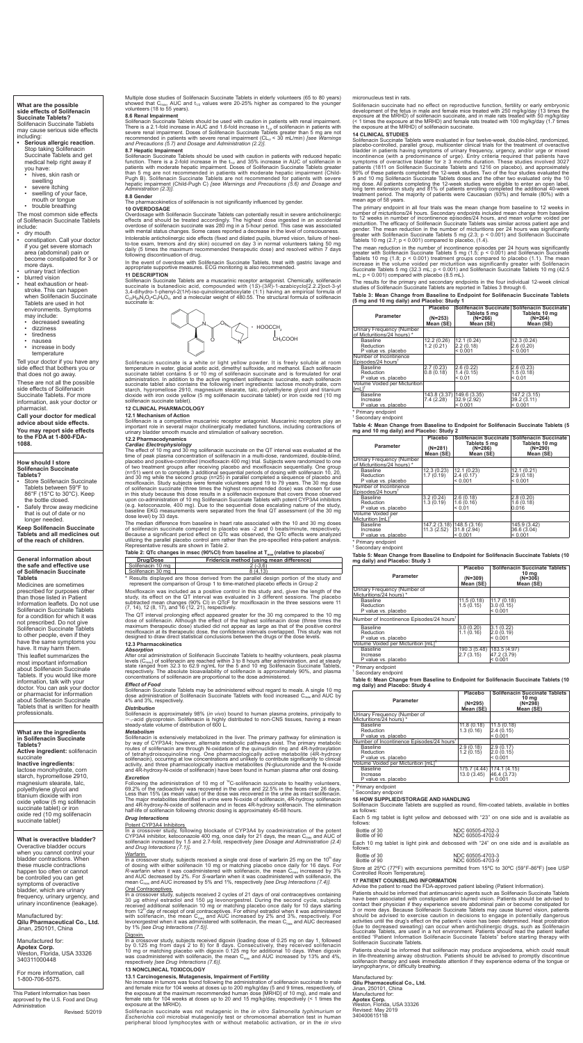## What are the possible side effects of Solifenacin Succinate Tablets?

Solifenacin Succinate Tablets may cause serious side effects including:

- **Serious allergic reaction**. Stop taking Solifenacin Succinate Tablets and get medical help right away if you have:
  - hives, skin rash or swelling
  - severe itching
  - swelling of your face, mouth or tongue
  - trouble breathing

The most common side effects of Solifenacin Succinate Tablets include:

- dry mouth
- constipation. Call your doctor if you get severe stomach area (abdominal) pain or become constipated for 3 or more days.
- urinary tract infection
- blurred vision
- heat exhaustion or heat-stroke. This can happen when Solifenacin Succinate Tablets are used in hot environments. Symptoms may include:
  - decreased sweating
  - dizziness
  - tiredness
  - nausea
  - increase in body temperature

Tell your doctor if you have any side effect that bothers you or that does not go away.

These are not all the possible side effects of Solifenacin Succinate Tablets. For more information, ask your doctor or pharmacist.

**Call your doctor for medical advice about side effects.**

**You may report side effects to the FDA at 1-800-FDA-1088.**

## How should I store Solifenacin Succinate Tablets?

- Store Solifenacin Succinate Tablets between 59°F to 86°F (15°C to 30°C). Keep the bottle closed.
- Safely throw away medicine that is out of date or no longer needed.

**Keep Solifenacin Succinate Tablets and all medicines out of the reach of children.**

## General information about the safe and effective use of Solifenacin Succinate Tablets

Medicines are sometimes prescribed for purposes other than those listed in Patient Information leaflets. Do not use Solifenacin Succinate Tablets for a condition for which it was not prescribed. Do not give Solifenacin Succinate Tablets to other people, even if they have the same symptoms you have. It may harm them.

This leaflet summarizes the most important information about Solifenacin Succinate Tablets. If you would like more information, talk with your doctor. You can ask your doctor or pharmacist for information about Solifenacin Succinate Tablets that is written for health professionals.

## What are the ingredients in Solifenacin Succinate Tablets?

**Active ingredient:** solifenacin succinate

**Inactive ingredients:** lactose monohydrate, corn starch, hypromellose 2910, magnesium stearate, talc, polyethylene glycol and titanium dioxide with iron oxide yellow (5 mg solifenacin succinate tablet) or iron oxide red (10 mg solifenacin succinate tablet)

## What is overactive bladder?

Overactive bladder occurs when you cannot control your bladder contractions. When these muscle contractions happen too often or cannot be controlled you can get symptoms of overactive bladder, which are urinary frequency, urinary urgency, and urinary incontinence (leakage).

Manufactured by:
**Qilu Pharmaceutical Co., Ltd.**
Jinan, 250101, China

Manufactured for:
**Apotex Corp.**
Weston, Florida, USA 33326
340311004448

For more information, call 1-800-706-5575.

This Patient Information has been approved by the U.S. Food and Drug Administration

Revised: 5/2019

Multiple dose studies of Solifenacin Succinate Tablets in elderly volunteers (65 to 80 years) showed that $C_{max}$, AUC and $t_{1/2}$ values were 20-25% higher as compared to the younger volunteers (18 to 55 years).

### 8.6 Renal Impairment

Solifenacin Succinate Tablets should be used with caution in patients with renal impairment. There is a 2.1-fold increase in AUC and 1.6-fold increase in $t_{1/2}$ of solifenacin in patients with severe renal impairment. Doses of Solifenacin Succinate Tablets greater than 5 mg are not recommended in patients with severe renal impairment ($CL_{cr}$ < 30 mL/min) *[see Warnings and Precautions (5.7) and Dosage and Administration (2.2)]*.

### 8.7 Hepatic Impairment

Solifenacin Succinate Tablets should be used with caution in patients with reduced hepatic function. There is a 2-fold increase in the $t_{1/2}$ and 35% increase in AUC of solifenacin in patients with moderate hepatic impairment. Doses of Solifenacin Succinate Tablets greater than 5 mg are not recommended in patients with moderate hepatic impairment (Child-Pugh B). Solifenacin Succinate Tablets are not recommended for patients with severe hepatic impairment (Child-Pugh C) *[see Warnings and Precautions (5.6) and Dosage and Administration (2.3)]*.

### 8.8 Gender

The pharmacokinetics of solifenacin is not significantly influenced by gender.

## 10 OVERDOSAGE

Overdosage with Solifenacin Succinate Tablets can potentially result in severe anticholinergic effects and should be treated accordingly. The highest dose ingested in an accidental overdose of solifenacin succinate was 280 mg in a 5-hour period. This case was associated with mental status changes. Some cases reported a decrease in the level of consciousness.

Intolerable anticholinergic side effects (fixed and dilated pupils, blurred vision, failure of heel-to-toe exam, tremors and dry skin) occurred on day 3 in normal volunteers taking 50 mg daily (5 times the maximum recommended therapeutic dose) and resolved within 7 days following discontinuation of drug.

In the event of overdose with Solifenacin Succinate Tablets, treat with gastric lavage and appropriate supportive measures. ECG monitoring is also recommended.

## 11 DESCRIPTION

Solifenacin Succinate Tablets is a muscarinic receptor antagonist. Chemically, solifenacin succinate is butanedioic acid, compounded with (1*S*)-(3*R*)-1-azabicyclo[2.2.2]oct-3-yl 3,4-dihydro-1-phenyl-2(1*H*)-iso-quinolinecarboxylate (1:1) having an empirical formula of $C_{23}H_{26}N_2O_2 \cdot C_4H_6O_4$, and a molecular weight of 480.55. The structural formula of solifenacin succinate is:

• HOOCCH$_2$CH$_2$COOH

Solifenacin succinate is a white or light yellow powder. It is freely soluble at room temperature in water, glacial acetic acid, dimethyl sulfoxide, and methanol. Each solifenacin succinate tablet contains 5 or 10 mg of solifenacin succinate and is formulated for oral administration. In addition to the active ingredient solifenacin succinate, each solifenacin succinate tablet also contains the following inert ingredients: lactose monohydrate, corn starch, hypromellose 2910, magnesium stearate, talc, polyethylene glycol and titanium dioxide with iron oxide yellow (5 mg solifenacin succinate tablet) or iron oxide red (10 mg solifenacin succinate tablet).

## 12 CLINICAL PHARMACOLOGY

### 12.1 Mechanism of Action

Solifenacin is a competitive muscarinic receptor antagonist. Muscarinic receptors play an important role in several major cholinergically mediated functions, including contractions of urinary bladder smooth muscle and stimulation of salivary secretion.

### 12.2 Pharmacodynamics

*Cardiac Electrophysiology*

The effect of 10 mg and 30 mg solifenacin succinate on the QT interval was evaluated at the time of peak plasma concentration of solifenacin in a multi-dose, randomized, double-blind, placebo and positive-controlled (moxifloxacin 400 mg) trial. Subjects were randomized to one of two treatment groups after receiving placebo and moxifloxacin sequentially. One group (n=51) went on to complete 3 additional sequential periods of dosing with solifenacin 10, 20, and 30 mg while the second group (n=25) in parallel completed a sequence of placebo and moxifloxacin. Study subjects were female volunteers aged 19 to 79 years. The 30 mg dose of solifenacin succinate (three times the highest recommended dose) was chosen for use in this study because this dose results in a solifenacin exposure that covers those observed upon co-administration of 10 mg Solifenacin Succinate Tablets with potent CYP3A4 inhibitors (e.g. ketoconazole, 400 mg). Due to the sequential dose escalating nature of the study, baseline EKG measurements were separated from the final QT assessment (of the 30 mg dose level) by 33 days.

The median difference from baseline in heart rate associated with the 10 and 30 mg doses of solifenacin succinate compared to placebo was -2 and 0 beats/minute, respectively. Because a significant period effect on QTc was observed, the QTc effects were analyzed utilizing the parallel placebo control arm rather than the pre-specified intra-patient analysis. Representative results are shown in Table 2.

**Table 2: QTc changes in msec (90%CI) from baseline at $T_{max}$ (relative to placebo)***

| Drug/Dose | Fridericia method (using mean difference) |
|---|---|
| Solifenacin 10 mg | 2 (-3,6) |
| Solifenacin 30 mg | 8 (4,13) |

\* Results displayed are those derived from the parallel design portion of the study and represent the comparison of Group 1 to time-matched placebo effects in Group 2

Moxifloxacin was included as a positive control in this study and, given the length of the study, its effect on the QT interval was evaluated in 3 different sessions. The placebo subtracted mean changes (90% CI) in QTcF for moxifloxacin in the three sessions were 11 (7, 14), 12 (8, 17), and 16 (12, 21), respectively.

The QT interval prolonging effect appeared greater for the 30 mg compared to the 10 mg dose of solifenacin. Although the effect of the highest solifenacin dose (three times the maximum therapeutic dose) studied did not appear as large as that of the positive control moxifloxacin at its therapeutic dose, the confidence intervals overlapped. This study was not designed to draw direct statistical conclusions between the drugs or the dose levels.

### 12.3 Pharmacokinetics

*Absorption*

After oral administration of Solifenacin Succinate Tablets to healthy volunteers, peak plasma levels ($C_{max}$) of solifenacin are reached within 3 to 8 hours after administration, and at steady state ranged from 32.3 to 62.9 ng/mL for the 5 and 10 mg Solifenacin Succinate Tablets, respectively. The absolute bioavailability of solifenacin is approximately 90%, and plasma concentrations of solifenacin are proportional to the dose administered.

*Effect of Food*

Solifenacin Succinate Tablets may be administered without regard to meals. A single 10 mg dose administration of Solifenacin Succinate Tablets with food increased $C_{max}$ and AUC by 4% and 3%, respectively.

*Distribution*

Solifenacin is approximately 98% (*in vivo*) bound to human plasma proteins, principally to $\alpha_1$-acid glycoprotein. Solifenacin is highly distributed to non-CNS tissues, having a mean steady-state volume of distribution of 600 L.

*Metabolism*

Solifenacin is extensively metabolized in the liver. The primary pathway for elimination is by way of CYP3A4; however, alternate metabolic pathways exist. The primary metabolic routes of solifenacin are through N-oxidation of the quinuclidin ring and 4R-hydroxylation of tetrahydroisoquinoline ring. One pharmacologically active metabolite (4R-hydroxy solifenacin), occurring at low concentrations and unlikely to contribute significantly to clinical activity, and three pharmacologically inactive metabolites (N-glucuronide and the N-oxide and 4R-hydroxy-N-oxide of solifenacin) have been found in human plasma after oral dosing.

*Excretion*

Following the administration of 10 mg of $^{14}$C-solifenacin succinate to healthy volunteers, 69.2% of the radioactivity was recovered in the urine and 22.5% in the feces over 26 days. Less than 15% (as mean value) of the dose was recovered in the urine as intact solifenacin. The major metabolites identified in urine were N-oxide of solifenacin, 4R-hydroxy solifenacin and 4R-hydroxy-N-oxide of solifenacin and in feces 4R-hydroxy solifenacin. The elimination half-life of solifenacin following chronic dosing is approximately 45-68 hours.

*Drug Interactions*

Potent CYP3A4 Inhibitors

In a crossover study, following blockade of CYP3A4 by coadministration of the potent CYP3A4 inhibitor, ketoconazole 400 mg, once daily for 21 days, the mean $C_{max}$ and AUC of solifenacin increased by 1.5 and 2.7-fold, respectively *[see Dosage and Administration (2.4) and Drug Interactions (7.1)]*.

Warfarin

In a crossover study, subjects received a single oral dose of warfarin 25 mg on the 10$^{th}$ day of dosing with either solifenacin 10 mg or matching placebo once daily for 16 days. For *R*-warfarin when it was coadministered with solifenacin, the mean $C_{max}$ increased by 3% and AUC decreased by 2%. For *S*-warfarin when it was coadministered with solifenacin, the mean $C_{max}$ and AUC increased by 5% and 1%, respectively *[see Drug Interactions (7.4)]*.

Oral Contraceptives

In a crossover study, subjects received 2 cycles of 21 days of oral contraceptives containing 30 µg ethinyl estradiol and 150 µg levonorgestrel. During the second cycle, subjects received additional solifenacin 10 mg or matching placebo once daily for 10 days starting from 12$^{th}$ day of receipt of oral contraceptives. For ethinyl estradiol when it was administered with solifenacin, the mean $C_{max}$ and AUC increased by 2% and 3%, respectively. For levonorgestrel when it was administered with solifenacin, the mean $C_{max}$ and AUC decreased by 1% *[see Drug Interactions (7.5)]*.

Digoxin

In a crossover study, subjects received digoxin (loading dose of 0.25 mg on day 1, followed by 0.125 mg from days 2 to 8) for 8 days. Consecutively, they received solifenacin 10 mg or matching placebo with digoxin 0.125 mg for additional 10 days. When digoxin was coadministered with solifenacin, the mean $C_{max}$ and AUC increased by 13% and 4%, respectively *[see Drug Interactions (7.6)]*.

## 13 NONCLINICAL TOXICOLOGY

### 13.1 Carcinogenesis, Mutagenesis, Impairment of Fertility

No increase in tumors was found following the administration of solifenacin succinate to male and female mice for 104 weeks at doses up to 200 mg/kg/day (5 and 9 times, respectively, of the exposure at the maximum recommended human dose [MRHD] of 10 mg), and male and female rats for 104 weeks at doses up to 20 and 15 mg/kg/day, respectively (< 1 times the exposure at the MRHD).

Solifenacin succinate was not mutagenic in the *in vitro Salmonella typhimurium* or *Escherichia coli* microbial mutagenicity test or chromosomal aberration test in human peripheral blood lymphocytes with or without metabolic activation, or in the *in vivo* micronucleus test in rats.

Solifenacin succinate had no effect on reproductive function, fertility or early embryonic development of the fetus in male and female mice treated with 250 mg/kg/day (13 times the exposure at the MRHD) of solifenacin succinate, and in male rats treated with 50 mg/kg/day (< 1 times the exposure at the MRHD) and female rats treated with 100 mg/kg/day (1.7 times the exposure at the MRHD) of solifenacin succinate.

## 14 CLINICAL STUDIES

Solifenacin Succinate Tablets were evaluated in four twelve-week, double-blind, randomized, placebo-controlled, parallel group, multicenter clinical trials for the treatment of overactive bladder in patients having symptoms of urinary frequency, urgency, and/or urge or mixed incontinence (with a predominance of urge). Entry criteria required that patients have symptoms of overactive bladder for ≥ 3 months duration. These studies involved 3027 patients (1811 on Solifenacin Succinate Tablets and 1216 on placebo), and approximately 90% of these patients completed the 12-week studies. Two of the four studies evaluated the 5 and 10 mg Solifenacin Succinate Tablets doses and the other two evaluated only the 10 mg dose. All patients completing the 12-week studies were eligible to enter an open label, long term extension study and 81% of patients enrolling completed the additional 40-week treatment period. The majority of patients were Caucasian (93%) and female (80%) with a mean age of 58 years.

The primary endpoint in all four trials was the mean change from baseline to 12 weeks in number of micturitions/24 hours. Secondary endpoints included mean change from baseline to 12 weeks in number of incontinence episodes/24 hours, and mean volume voided per micturition. The efficacy of Solifenacin Succinate Tablets was similar across patient age and gender. The mean reduction in the number of micturitions per 24 hours was significantly greater with Solifenacin Succinate Tablets 5 mg (2.3; p < 0.001) and Solifenacin Succinate Tablets 10 mg (2.7; p < 0.001) compared to placebo, (1.4).

The mean reduction in the number of incontinence episodes per 24 hours was significantly greater with Solifenacin Succinate Tablets 5 mg (1.5; p < 0.001) and Solifenacin Succinate Tablets 10 mg (1.8; p < 0.001) treatment groups compared to placebo (1.1). The mean increase in the volume voided per micturition was significantly greater with Solifenacin Succinate Tablets 5 mg (32.3 mL; p < 0.001) and Solifenacin Succinate Tablets 10 mg (42.5 mL; p < 0.001) compared with placebo (8.5 mL).

The results for the primary and secondary endpoints in the four individual 12-week clinical studies of Solifenacin Succinate Tablets are reported in Tables 3 through 6.

**Table 3: Mean Change from Baseline to Endpoint for Solifenacin Succinate Tablets (5 mg and 10 mg daily) and Placebo: Study 1**

| Parameter | Placebo (N=253) Mean (SE) | Solifenacin Succinate Tablets 5 mg (N=266) Mean (SE) | Solifenacin Succinate Tablets 10 mg (N=264) Mean (SE) |
|---|---|---|---|
| Urinary Frequency (Number of Micturitions/24 hours) * | | | |
| Baseline | 12.2 (0.26) | 12.1 (0.24) | 12.3 (0.24) |
| Reduction | 1.2 (0.21) | 2.2 (0.18) | 2.6 (0.20) |
| P value vs. placebo | | < 0.001 | < 0.001 |
| Number of Incontinence Episodes/24 hours† | | | |
| Baseline | 2.7 (0.23) | 2.6 (0.22) | 2.6 (0.23) |
| Reduction | 0.8 (0.18) | 1.4 (0.15) | 1.5 (0.18) |
| P value vs. placebo | | < 0.01 | < 0.01 |
| Volume Voided per Micturition [mL]† | | | |
| Baseline | 143.8 (3.37) | 149.6 (3.35) | 147.2 (3.15) |
| Increase | 7.4 (2.28) | 32.9 (2.92) | 39.2 (3.11) |
| P value vs. placebo | | < 0.001 | < 0.001 |

\* Primary endpoint
† Secondary endpoint

**Table 4: Mean Change from Baseline to Endpoint for Solifenacin Succinate Tablets (5 mg and 10 mg daily) and Placebo: Study 2**

| Parameter | Placebo (N=281) Mean (SE) | Solifenacin Succinate Tablets 5 mg (N=286) Mean (SE) | Solifenacin Succinate Tablets 10 mg (N=290) Mean (SE) |
|---|---|---|---|
| Urinary Frequency (Number of Micturitions/24 hours) * | | | |
| Baseline | 12.3 (0.23) | 12.1 (0.23) | 12.1 (0.21) |
| Reduction | 1.7 (0.19) | 2.4 (0.17) | 2.9 (0.18) |
| P value vs. placebo | | < 0.001 | < 0.001 |
| Number of Incontinence Episodes/24 hours† | | | |
| Baseline | 3.2 (0.24) | 2.6 (0.18) | 2.8 (0.20) |
| Reduction | 1.3 (0.19) | 1.6 (0.16) | 1.6 (0.18) |
| P value vs. placebo | | < 0.01 | 0.016 |
| Volume Voided per Micturition [mL]† | | | |
| Baseline | 147.2 (3.18) | 148.5 (3.16) | 145.9 (3.42) |
| Increase | 11.3 (2.52) | 31.8 (2.94) | 36.6 (3.04) |
| P value vs. placebo | | < 0.001 | < 0.001 |

\* Primary endpoint
† Secondary endpoint

**Table 5: Mean Change from Baseline to Endpoint for Solifenacin Succinate Tablets (10 mg daily) and Placebo: Study 3**

| Parameter | Placebo (N=309) Mean (SE) | Solifenacin Succinate Tablets 10 mg (N=306) Mean (SE) |
|---|---|---|
| Urinary Frequency (Number of Micturitions/24 hours) * | | |
| Baseline | 11.5 (0.18) | 11.7 (0.18) |
| Reduction | 1.5 (0.15) | 3.0 (0.15) |
| P value vs. placebo | | < 0.001 |
| Number of Incontinence Episodes/24 hours† | | |
| Baseline | 3.0 (0.20) | 3.1 (0.22) |
| Reduction | 1.1 (0.16) | 2.0 (0.19) |
| P value vs. placebo | | < 0.001 |
| Volume Voided per Micturition [mL]† | | |
| Baseline | 190.3 (5.48) | 183.5 (4.97) |
| Increase | 2.7 (3.15) | 47.2 (3.79) |
| P value vs. placebo | | < 0.001 |

\* Primary endpoint
† Secondary endpoint

**Table 6: Mean Change from Baseline to Endpoint for Solifenacin Succinate Tablets (10 mg daily) and Placebo: Study 4**

| Parameter | Placebo (N=295) Mean (SE) | Solifenacin Succinate Tablets 10 mg (N=298) Mean (SE) |
|---|---|---|
| Urinary Frequency (Number of Micturitions/24 hours) * | | |
| Baseline | 11.8 (0.18) | 11.5 (0.18) |
| Reduction | 1.3 (0.16) | 2.4 (0.15) |
| P value vs. placebo | | < 0.001 |
| Number of Incontinence Episodes/24 hours† | | |
| Baseline | 2.9 (0.18) | 2.9 (0.17) |
| Reduction | 1.2 (0.15) | 2.0 (0.15) |
| P value vs. placebo | | < 0.001 |
| Volume Voided per Micturition [mL]† | | |
| Baseline | 175.7 (4.44) | 174.2 (4.15) |
| Increase | 13.0 (3.45) | 46.4 (3.73) |
| P value vs. placebo | | < 0.001 |

\* Primary endpoint
† Secondary endpoint

## 16 HOW SUPPLIED/STORAGE AND HANDLING

Solifenacin Succinate Tablets are supplied as round, film-coated tablets, available in bottles as follows:

Each 5 mg tablet is light yellow and debossed with "23" on one side and is available as follows:

| | |
|---|---|
| Bottle of 30 | NDC 60505-4702-3 |
| Bottle of 90 | NDC 60505-4702-9 |

Each 10 mg tablet is light pink and debossed with "24" on one side and is available as follows:

| | |
|---|---|
| Bottle of 30 | NDC 60505-4703-3 |
| Bottle of 90 | NDC 60505-4703-9 |

Store at 25°C (77°F) with excursions permitted from 15°C to 30°C (59°F-86°F) [see USP Controlled Room Temperature].

## 17 PATIENT COUNSELING INFORMATION

Advise the patient to read the FDA-approved patient labeling (Patient Information).

Patients should be informed that antimuscarinic agents such as Solifenacin Succinate Tablets have been associated with constipation and blurred vision. Patients should be advised to contact their physician if they experience severe abdominal pain or become constipated for 3 or more days. Because Solifenacin Succinate Tablets may cause blurred vision, patients should be advised to exercise caution in decisions to engage in potentially dangerous activities until the drug's effect on the patient's vision has been determined. Heat prostration (due to decreased sweating) can occur when anticholinergic drugs, such as Solifenacin Succinate Tablets, are used in a hot environment. Patients should read the patient leaflet entitled "Patient Information Solifenacin Succinate Tablets" before starting therapy with Solifenacin Succinate Tablets.

Patients should be informed that solifenacin may produce angioedema, which could result in life-threatening airway obstruction. Patients should be advised to promptly discontinue solifenacin therapy and seek immediate attention if they experience edema of the tongue or laryngopharynx, or difficulty breathing.

Manufactured by:
**Qilu Pharmaceutical Co., Ltd.**
Jinan, 250101, China
Manufactured for:
**Apotex Corp.**
Weston, Florida USA 33326
Revised: May 2019
340400151IB